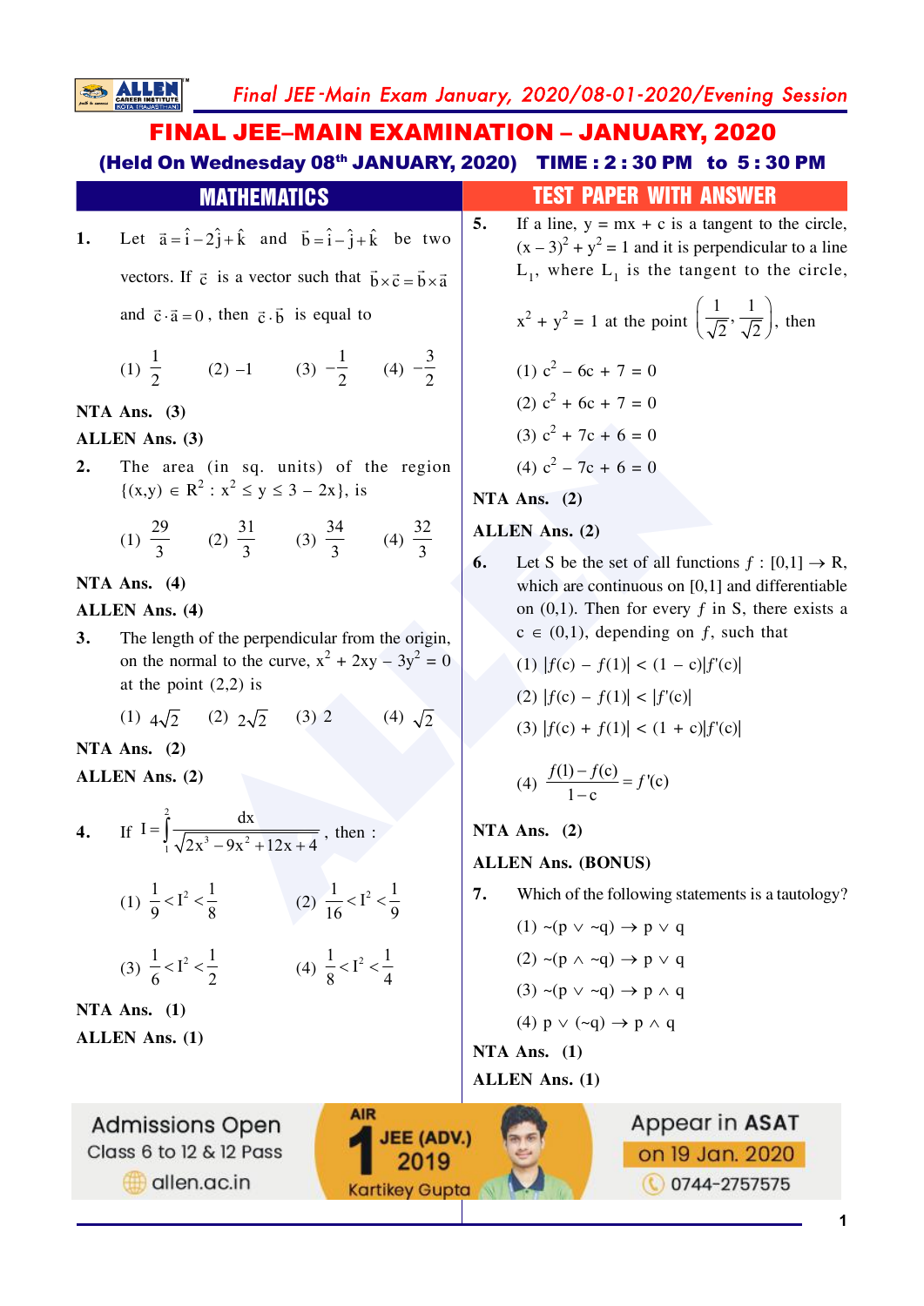# FINAL JEE–MAIN EXAMINATION – JANUARY, 2020

**(Held On Wednesday 08th JANUARY, 2020) TIME : 2 : 30 PM to 5 : 30 PM**

## MATHEMATICS — TEST PAPER WITH ANSWER

**1.** Let $\vec{a} = \hat{i} - 2\hat{j} + \hat{k}$ and $\vec{b} = \hat{i} - \hat{j} + \hat{k}$ be two vectors. If $\vec{c}$ is a vector such that $\vec{b} \times \vec{c} = \vec{b} \times \vec{a}$ and $\vec{c} \cdot \vec{a} = 0$, then $\vec{c} \cdot \vec{b}$ is equal to

(1) $\frac{1}{2}$ (2) $-1$ (3) $-\frac{1}{2}$ (4) $-\frac{3}{2}$

**NTA Ans. (3)**

**ALLEN Ans. (3)**

**2.** The area (in sq. units) of the region $\{(x,y) \in R^2 : x^2 \le y \le 3 - 2x\}$, is

(1) $\frac{29}{3}$ (2) $\frac{31}{3}$ (3) $\frac{34}{3}$ (4) $\frac{32}{3}$

**NTA Ans. (4)**

**ALLEN Ans. (4)**

**3.** The length of the perpendicular from the origin, on the normal to the curve, $x^2 + 2xy - 3y^2 = 0$ at the point $(2,2)$ is

(1) $4\sqrt{2}$ (2) $2\sqrt{2}$ (3) $2$ (4) $\sqrt{2}$

**NTA Ans. (2)**

**ALLEN Ans. (2)**

**4.** If $I = \int_1^2 \frac{dx}{\sqrt{2x^3 - 9x^2 + 12x + 4}}$, then :

(1) $\frac{1}{9} < I^2 < \frac{1}{8}$ (2) $\frac{1}{16} < I^2 < \frac{1}{9}$

(3) $\frac{1}{6} < I^2 < \frac{1}{2}$ (4) $\frac{1}{8} < I^2 < \frac{1}{4}$

**NTA Ans. (1)**

**ALLEN Ans. (1)**

**5.** If a line, $y = mx + c$ is a tangent to the circle, $(x - 3)^2 + y^2 = 1$ and it is perpendicular to a line $L_1$, where $L_1$ is the tangent to the circle, $x^2 + y^2 = 1$ at the point $\left(\frac{1}{\sqrt{2}}, \frac{1}{\sqrt{2}}\right)$, then

(1) $c^2 - 6c + 7 = 0$

(2) $c^2 + 6c + 7 = 0$

(3) $c^2 + 7c + 6 = 0$

(4) $c^2 - 7c + 6 = 0$

**NTA Ans. (2)**

**ALLEN Ans. (2)**

**6.** Let S be the set of all functions $f : [0,1] \to R$, which are continuous on $[0,1]$ and differentiable on $(0,1)$. Then for every $f$ in S, there exists a $c \in (0,1)$, depending on $f$, such that

(1) $|f(c) - f(1)| < (1 - c)|f'(c)|$

(2) $|f(c) - f(1)| < |f'(c)|$

(3) $|f(c) + f(1)| < (1 + c)|f'(c)|$

(4) $\frac{f(1) - f(c)}{1 - c} = f'(c)$

**NTA Ans. (2)**

**ALLEN Ans. (BONUS)**

**7.** Which of the following statements is a tautology?

(1) $\sim(p \vee \sim q) \to p \vee q$

(2) $\sim(p \wedge \sim q) \to p \vee q$

(3) $\sim(p \vee \sim q) \to p \wedge q$

(4) $p \vee (\sim q) \to p \wedge q$

**NTA Ans. (1)**

**ALLEN Ans. (1)**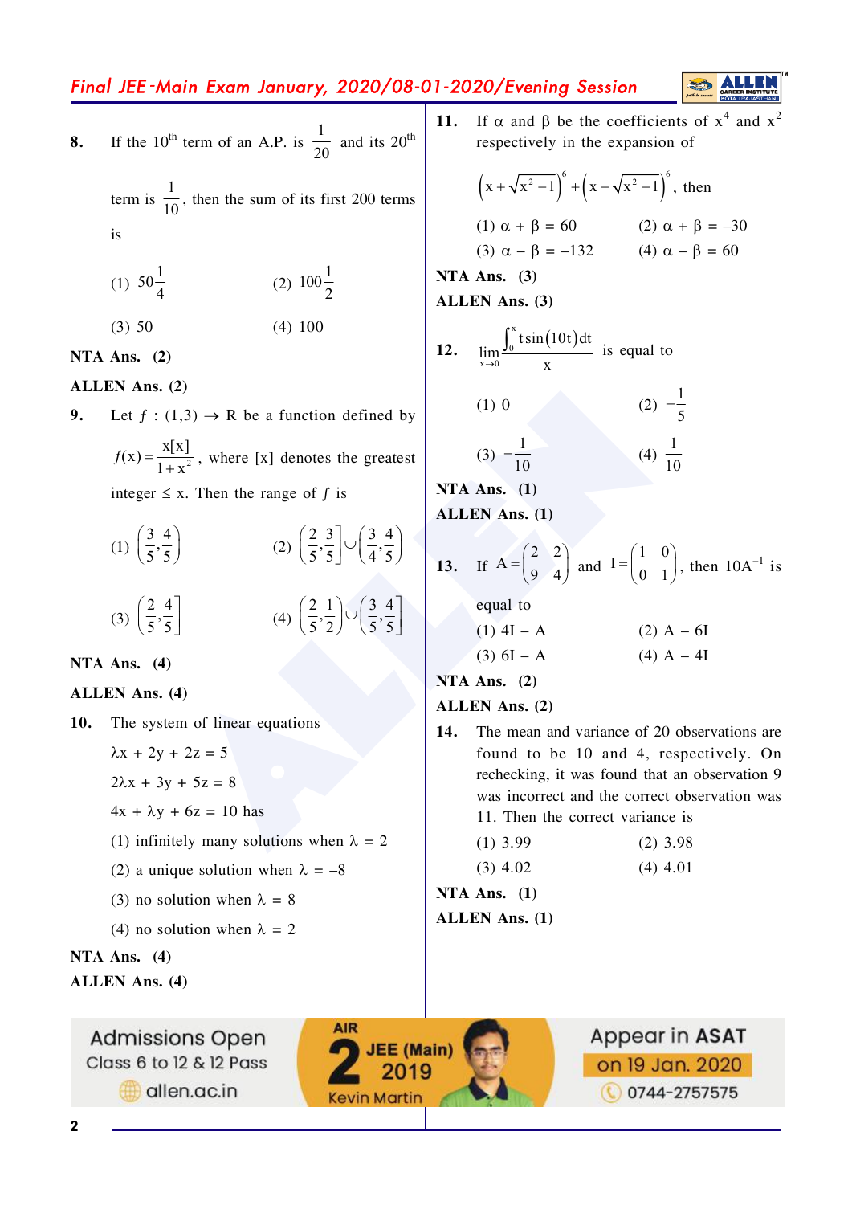**8.** If the $10^{th}$ term of an A.P. is $\frac{1}{20}$ and its $20^{th}$ term is $\frac{1}{10}$, then the sum of its first 200 terms is

(1) $50\frac{1}{4}$ (2) $100\frac{1}{2}$

(3) 50 (4) 100

**NTA Ans. (2)**

**ALLEN Ans. (2)**

**9.** Let $f : (1,3) \to R$ be a function defined by $f(x) = \frac{x[x]}{1+x^2}$, where [x] denotes the greatest integer $\leq$ x. Then the range of $f$ is

(1) $\left(\frac{3}{5},\frac{4}{5}\right)$ (2) $\left(\frac{2}{5},\frac{3}{5}\right] \cup \left(\frac{3}{4},\frac{4}{5}\right)$

(3) $\left(\frac{2}{5},\frac{4}{5}\right]$ (4) $\left(\frac{2}{5},\frac{1}{2}\right) \cup \left(\frac{3}{5},\frac{4}{5}\right]$

**NTA Ans. (4)**

**ALLEN Ans. (4)**

**10.** The system of linear equations

$\lambda x + 2y + 2z = 5$

$2\lambda x + 3y + 5z = 8$

$4x + \lambda y + 6z = 10$ has

(1) infinitely many solutions when $\lambda = 2$

(2) a unique solution when $\lambda = -8$

(3) no solution when $\lambda = 8$

(4) no solution when $\lambda = 2$

**NTA Ans. (4)**

**ALLEN Ans. (4)**

**11.** If $\alpha$ and $\beta$ be the coefficients of $x^4$ and $x^2$ respectively in the expansion of

$$\left(x+\sqrt{x^2-1}\right)^6 + \left(x-\sqrt{x^2-1}\right)^6, \text{ then}$$

(1) $\alpha + \beta = 60$ (2) $\alpha + \beta = -30$

(3) $\alpha - \beta = -132$ (4) $\alpha - \beta = 60$

**NTA Ans. (3)**

**ALLEN Ans. (3)**

**12.** $\lim\limits_{x\to 0} \frac{\int_0^x t\sin(10t)dt}{x}$ is equal to

(1) 0 (2) $-\frac{1}{5}$

(3) $-\frac{1}{10}$ (4) $\frac{1}{10}$

**NTA Ans. (1)**

**ALLEN Ans. (1)**

**13.** If $A = \begin{pmatrix} 2 & 2 \\ 9 & 4 \end{pmatrix}$ and $I = \begin{pmatrix} 1 & 0 \\ 0 & 1 \end{pmatrix}$, then $10A^{-1}$ is equal to

(1) 4I – A (2) A – 6I

(3) 6I – A (4) A – 4I

**NTA Ans. (2)**

**ALLEN Ans. (2)**

**14.** The mean and variance of 20 observations are found to be 10 and 4, respectively. On rechecking, it was found that an observation 9 was incorrect and the correct observation was 11. Then the correct variance is

(1) 3.99 (2) 3.98

(3) 4.02 (4) 4.01

**NTA Ans. (1)**

**ALLEN Ans. (1)**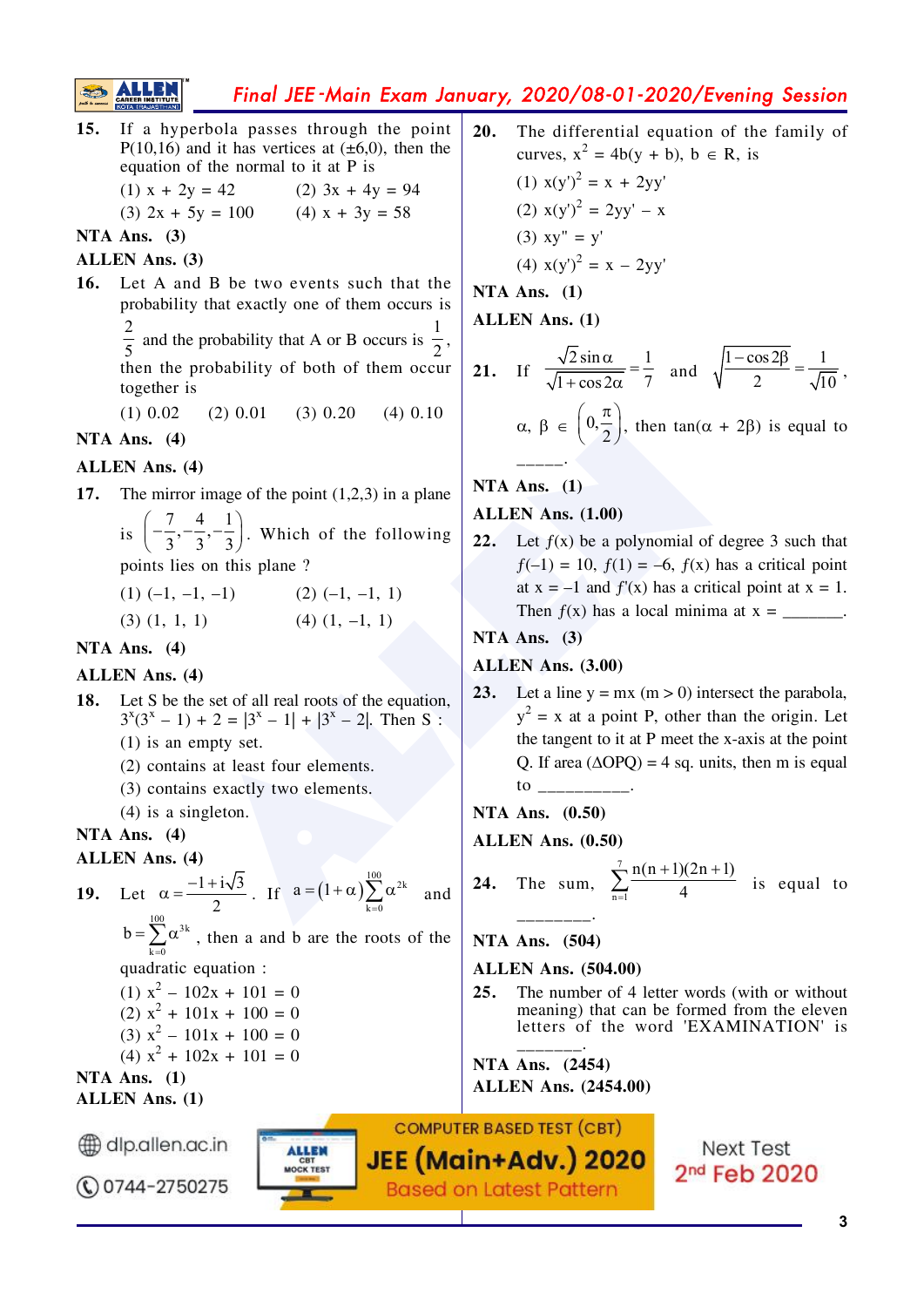**15.** If a hyperbola passes through the point P(10,16) and it has vertices at (±6,0), then the equation of the normal to it at P is

(1) $x + 2y = 42$ (2) $3x + 4y = 94$

(3) $2x + 5y = 100$ (4) $x + 3y = 58$

**NTA Ans. (3)**

**ALLEN Ans. (3)**

**16.** Let A and B be two events such that the probability that exactly one of them occurs is $\frac{2}{5}$ and the probability that A or B occurs is $\frac{1}{2}$, then the probability of both of them occur together is

(1) 0.02 (2) 0.01 (3) 0.20 (4) 0.10

**NTA Ans. (4)**

**ALLEN Ans. (4)**

**17.** The mirror image of the point (1,2,3) in a plane is $\left(-\frac{7}{3},-\frac{4}{3},-\frac{1}{3}\right)$. Which of the following points lies on this plane ?

(1) (–1, –1, –1) (2) (–1, –1, 1)

(3) (1, 1, 1) (4) (1, –1, 1)

**NTA Ans. (4)**

**ALLEN Ans. (4)**

**18.** Let S be the set of all real roots of the equation, $3^x(3^x - 1) + 2 = |3^x - 1| + |3^x - 2|$. Then S :

(1) is an empty set.

(2) contains at least four elements.

(3) contains exactly two elements.

(4) is a singleton.

**NTA Ans. (4)**

**ALLEN Ans. (4)**

**19.** Let $\alpha = \frac{-1+i\sqrt{3}}{2}$. If $a = (1+\alpha)\sum_{k=0}^{100}\alpha^{2k}$ and $b = \sum_{k=0}^{100}\alpha^{3k}$, then a and b are the roots of the quadratic equation :

(1) $x^2 - 102x + 101 = 0$

(2) $x^2 + 101x + 100 = 0$

(3) $x^2 - 101x + 100 = 0$

(4) $x^2 + 102x + 101 = 0$

**NTA Ans. (1)**

**ALLEN Ans. (1)**

**20.** The differential equation of the family of curves, $x^2 = 4b(y + b)$, $b \in R$, is

(1) $x(y')^2 = x + 2yy'$

(2) $x(y')^2 = 2yy' - x$

(3) $xy'' = y'$

(4) $x(y')^2 = x - 2yy'$

**NTA Ans. (1)**

**ALLEN Ans. (1)**

**21.** If $\frac{\sqrt{2}\sin\alpha}{\sqrt{1+\cos 2\alpha}} = \frac{1}{7}$ and $\sqrt{\frac{1-\cos 2\beta}{2}} = \frac{1}{\sqrt{10}}$, $\alpha, \beta \in \left(0,\frac{\pi}{2}\right)$, then $\tan(\alpha + 2\beta)$ is equal to \_\_\_\_\_.

**NTA Ans. (1)**

**ALLEN Ans. (1.00)**

**22.** Let $f(x)$ be a polynomial of degree 3 such that $f(-1) = 10$, $f(1) = -6$, $f(x)$ has a critical point at $x = -1$ and $f'(x)$ has a critical point at $x = 1$. Then $f(x)$ has a local minima at $x =$ \_\_\_\_\_\_\_.

**NTA Ans. (3)**

**ALLEN Ans. (3.00)**

**23.** Let a line $y = mx$ $(m > 0)$ intersect the parabola, $y^2 = x$ at a point P, other than the origin. Let the tangent to it at P meet the x-axis at the point Q. If area ($\Delta$OPQ) = 4 sq. units, then m is equal to \_\_\_\_\_\_\_\_\_\_.

**NTA Ans. (0.50)**

**ALLEN Ans. (0.50)**

**24.** The sum, $\sum_{n=1}^{7}\frac{n(n+1)(2n+1)}{4}$ is equal to \_\_\_\_\_\_\_\_.

**NTA Ans. (504)**

**ALLEN Ans. (504.00)**

**25.** The number of 4 letter words (with or without meaning) that can be formed from the eleven letters of the word 'EXAMINATION' is \_\_\_\_\_\_\_.

**NTA Ans. (2454)**

**ALLEN Ans. (2454.00)**